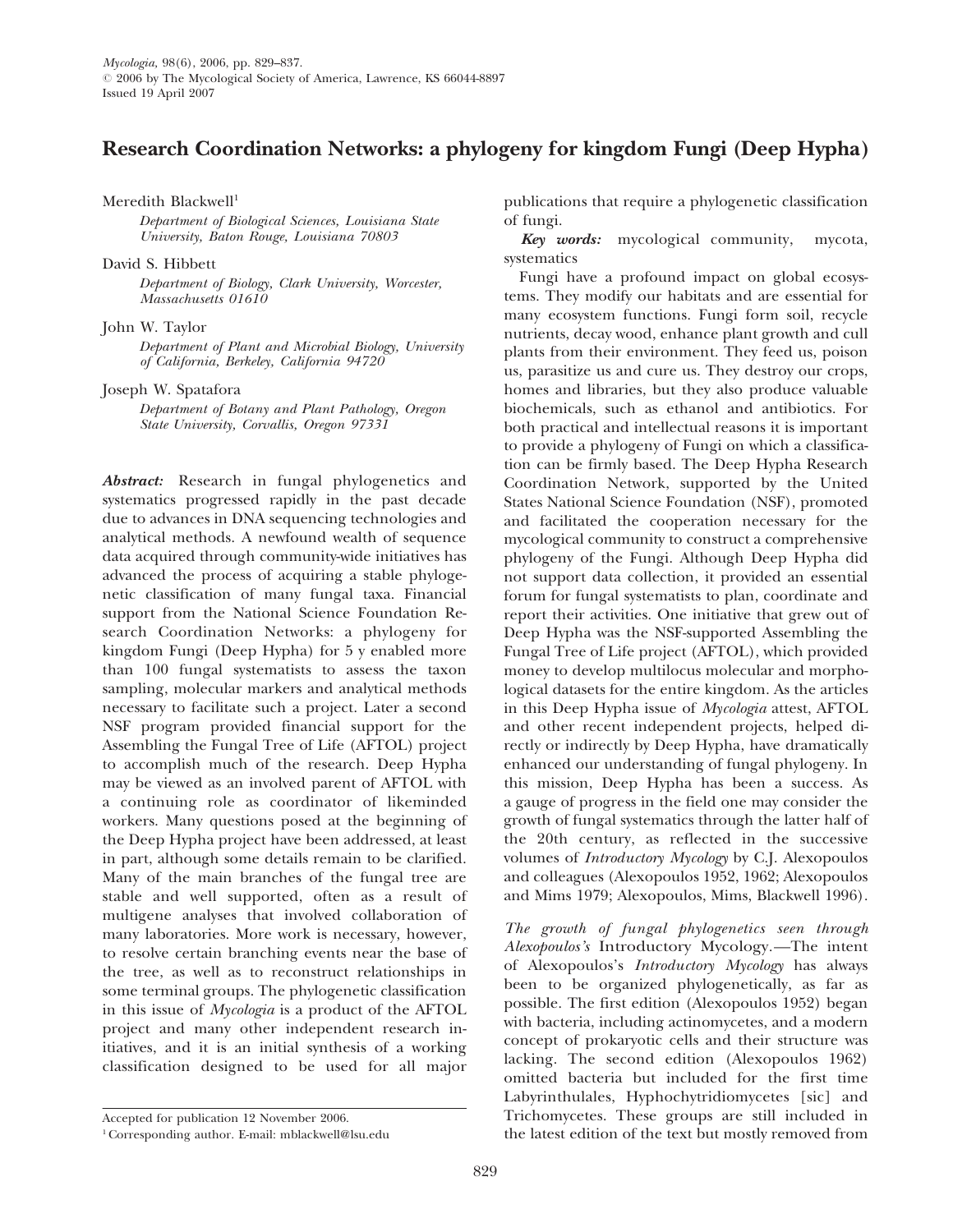# Research Coordination Networks: a phylogeny for kingdom Fungi (Deep Hypha)

Meredith Blackwell[1]

*Department of Biological Sciences, Louisiana State University, Baton Rouge, Louisiana 70803*

David S. Hibbett

*Department of Biology, Clark University, Worcester, Massachusetts 01610*

John W. Taylor

*Department of Plant and Microbial Biology, University of California, Berkeley, California 94720*

Joseph W. Spatafora

*Department of Botany and Plant Pathology, Oregon State University, Corvallis, Oregon 97331*

***Abstract:*** Research in fungal phylogenetics and systematics progressed rapidly in the past decade due to advances in DNA sequencing technologies and analytical methods. A newfound wealth of sequence data acquired through community-wide initiatives has advanced the process of acquiring a stable phylogenetic classification of many fungal taxa. Financial support from the National Science Foundation Research Coordination Networks: a phylogeny for kingdom Fungi (Deep Hypha) for 5 y enabled more than 100 fungal systematists to assess the taxon sampling, molecular markers and analytical methods necessary to facilitate such a project. Later a second NSF program provided financial support for the Assembling the Fungal Tree of Life (AFTOL) project to accomplish much of the research. Deep Hypha may be viewed as an involved parent of AFTOL with a continuing role as coordinator of likeminded workers. Many questions posed at the beginning of the Deep Hypha project have been addressed, at least in part, although some details remain to be clarified. Many of the main branches of the fungal tree are stable and well supported, often as a result of multigene analyses that involved collaboration of many laboratories. More work is necessary, however, to resolve certain branching events near the base of the tree, as well as to reconstruct relationships in some terminal groups. The phylogenetic classification in this issue of *Mycologia* is a product of the AFTOL project and many other independent research initiatives, and it is an initial synthesis of a working classification designed to be used for all major publications that require a phylogenetic classification of fungi.

***Key words:*** mycological community, mycota, systematics

Fungi have a profound impact on global ecosystems. They modify our habitats and are essential for many ecosystem functions. Fungi form soil, recycle nutrients, decay wood, enhance plant growth and cull plants from their environment. They feed us, poison us, parasitize us and cure us. They destroy our crops, homes and libraries, but they also produce valuable biochemicals, such as ethanol and antibiotics. For both practical and intellectual reasons it is important to provide a phylogeny of Fungi on which a classification can be firmly based. The Deep Hypha Research Coordination Network, supported by the United States National Science Foundation (NSF), promoted and facilitated the cooperation necessary for the mycological community to construct a comprehensive phylogeny of the Fungi. Although Deep Hypha did not support data collection, it provided an essential forum for fungal systematists to plan, coordinate and report their activities. One initiative that grew out of Deep Hypha was the NSF-supported Assembling the Fungal Tree of Life project (AFTOL), which provided money to develop multilocus molecular and morphological datasets for the entire kingdom. As the articles in this Deep Hypha issue of *Mycologia* attest, AFTOL and other recent independent projects, helped directly or indirectly by Deep Hypha, have dramatically enhanced our understanding of fungal phylogeny. In this mission, Deep Hypha has been a success. As a gauge of progress in the field one may consider the growth of fungal systematics through the latter half of the 20th century, as reflected in the successive volumes of *Introductory Mycology* by C.J. Alexopoulos and colleagues (Alexopoulos 1952, 1962; Alexopoulos and Mims 1979; Alexopoulos, Mims, Blackwell 1996).

*The growth of fungal phylogenetics seen through Alexopoulos's* Introductory Mycology.—The intent of Alexopoulos's *Introductory Mycology* has always been to be organized phylogenetically, as far as possible. The first edition (Alexopoulos 1952) began with bacteria, including actinomycetes, and a modern concept of prokaryotic cells and their structure was lacking. The second edition (Alexopoulos 1962) omitted bacteria but included for the first time Labyrinthulales, Hyphochytridiomycetes [sic] and Trichomycetes. These groups are still included in the latest edition of the text but mostly removed from

Accepted for publication 12 November 2006.

[1] Corresponding author. E-mail: mblackwell@lsu.edu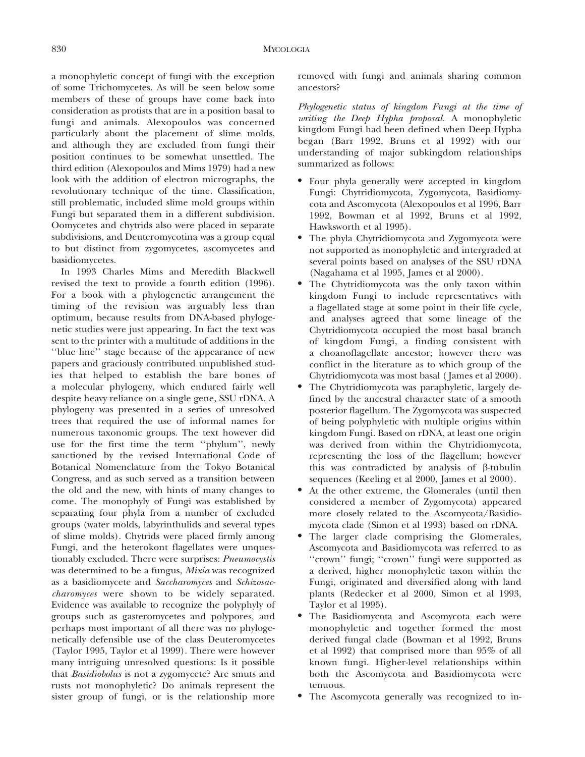a monophyletic concept of fungi with the exception of some Trichomycetes. As will be seen below some members of these of groups have come back into consideration as protists that are in a position basal to fungi and animals. Alexopoulos was concerned particularly about the placement of slime molds, and although they are excluded from fungi their position continues to be somewhat unsettled. The third edition (Alexopoulos and Mims 1979) had a new look with the addition of electron micrographs, the revolutionary technique of the time. Classification, still problematic, included slime mold groups within Fungi but separated them in a different subdivision. Oomycetes and chytrids also were placed in separate subdivisions, and Deuteromycotina was a group equal to but distinct from zygomycetes, ascomycetes and basidiomycetes.

In 1993 Charles Mims and Meredith Blackwell revised the text to provide a fourth edition (1996). For a book with a phylogenetic arrangement the timing of the revision was arguably less than optimum, because results from DNA-based phylogenetic studies were just appearing. In fact the text was sent to the printer with a multitude of additions in the ''blue line'' stage because of the appearance of new papers and graciously contributed unpublished studies that helped to establish the bare bones of a molecular phylogeny, which endured fairly well despite heavy reliance on a single gene, SSU rDNA. A phylogeny was presented in a series of unresolved trees that required the use of informal names for numerous taxonomic groups. The text however did use for the first time the term ''phylum'', newly sanctioned by the revised International Code of Botanical Nomenclature from the Tokyo Botanical Congress, and as such served as a transition between the old and the new, with hints of many changes to come. The monophyly of Fungi was established by separating four phyla from a number of excluded groups (water molds, labyrinthulids and several types of slime molds). Chytrids were placed firmly among Fungi, and the heterokont flagellates were unquestionably excluded. There were surprises: *Pneumocystis* was determined to be a fungus, *Mixia* was recognized as a basidiomycete and *Saccharomyces* and *Schizosaccharomyces* were shown to be widely separated. Evidence was available to recognize the polyphyly of groups such as gasteromycetes and polypores, and perhaps most important of all there was no phylogenetically defensible use of the class Deuteromycetes (Taylor 1995, Taylor et al 1999). There were however many intriguing unresolved questions: Is it possible that *Basidiobolus* is not a zygomycete? Are smuts and rusts not monophyletic? Do animals represent the sister group of fungi, or is the relationship more removed with fungi and animals sharing common ancestors?

*Phylogenetic status of kingdom Fungi at the time of writing the Deep Hypha proposal.* A monophyletic kingdom Fungi had been defined when Deep Hypha began (Barr 1992, Bruns et al 1992) with our understanding of major subkingdom relationships summarized as follows:

- Four phyla generally were accepted in kingdom Fungi: Chytridiomycota, Zygomycota, Basidiomycota and Ascomycota (Alexopoulos et al 1996, Barr 1992, Bowman et al 1992, Bruns et al 1992, Hawksworth et al 1995).
- The phyla Chytridiomycota and Zygomycota were not supported as monophyletic and intergraded at several points based on analyses of the SSU rDNA (Nagahama et al 1995, James et al 2000).
- The Chytridiomycota was the only taxon within kingdom Fungi to include representatives with a flagellated stage at some point in their life cycle, and analyses agreed that some lineage of the Chytridiomycota occupied the most basal branch of kingdom Fungi, a finding consistent with a choanoflagellate ancestor; however there was conflict in the literature as to which group of the Chytridiomycota was most basal (James et al 2000).
- The Chytridiomycota was paraphyletic, largely defined by the ancestral character state of a smooth posterior flagellum. The Zygomycota was suspected of being polyphyletic with multiple origins within kingdom Fungi. Based on rDNA, at least one origin was derived from within the Chytridiomycota, representing the loss of the flagellum; however this was contradicted by analysis of β-tubulin sequences (Keeling et al 2000, James et al 2000).
- At the other extreme, the Glomerales (until then considered a member of Zygomycota) appeared more closely related to the Ascomycota/Basidiomycota clade (Simon et al 1993) based on rDNA.
- The larger clade comprising the Glomerales, Ascomycota and Basidiomycota was referred to as ''crown'' fungi; ''crown'' fungi were supported as a derived, higher monophyletic taxon within the Fungi, originated and diversified along with land plants (Redecker et al 2000, Simon et al 1993, Taylor et al 1995).
- The Basidiomycota and Ascomycota each were monophyletic and together formed the most derived fungal clade (Bowman et al 1992, Bruns et al 1992) that comprised more than 95% of all known fungi. Higher-level relationships within both the Ascomycota and Basidiomycota were tenuous.
- The Ascomycota generally was recognized to in-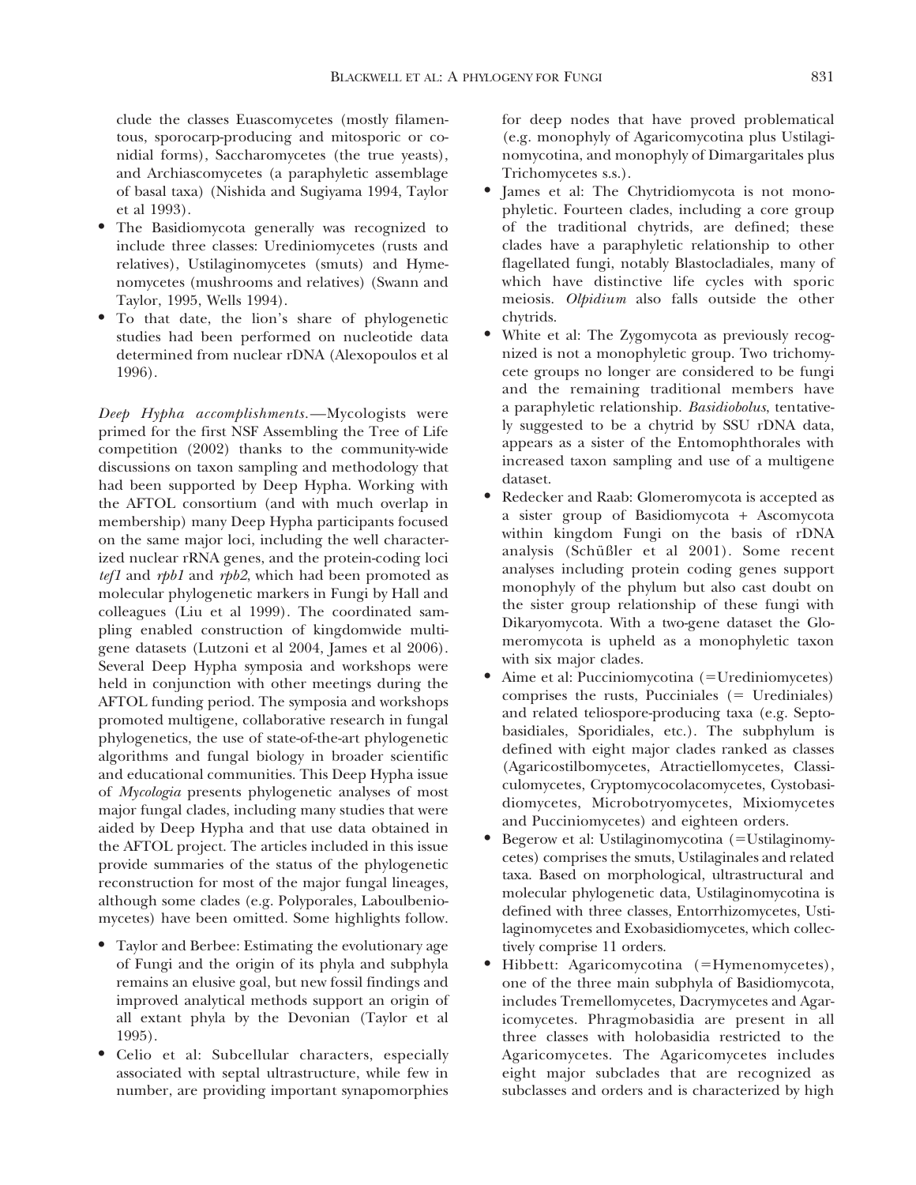clude the classes Euascomycetes (mostly filamentous, sporocarp-producing and mitosporic or conidial forms), Saccharomycetes (the true yeasts), and Archiascomycetes (a paraphyletic assemblage of basal taxa) (Nishida and Sugiyama 1994, Taylor et al 1993).

- The Basidiomycota generally was recognized to include three classes: Urediniomycetes (rusts and relatives), Ustilaginomycetes (smuts) and Hymenomycetes (mushrooms and relatives) (Swann and Taylor, 1995, Wells 1994).
- To that date, the lion's share of phylogenetic studies had been performed on nucleotide data determined from nuclear rDNA (Alexopoulos et al 1996).

*Deep Hypha accomplishments.*—Mycologists were primed for the first NSF Assembling the Tree of Life competition (2002) thanks to the community-wide discussions on taxon sampling and methodology that had been supported by Deep Hypha. Working with the AFTOL consortium (and with much overlap in membership) many Deep Hypha participants focused on the same major loci, including the well characterized nuclear rRNA genes, and the protein-coding loci *tef1* and *rpb1* and *rpb2*, which had been promoted as molecular phylogenetic markers in Fungi by Hall and colleagues (Liu et al 1999). The coordinated sampling enabled construction of kingdomwide multigene datasets (Lutzoni et al 2004, James et al 2006). Several Deep Hypha symposia and workshops were held in conjunction with other meetings during the AFTOL funding period. The symposia and workshops promoted multigene, collaborative research in fungal phylogenetics, the use of state-of-the-art phylogenetic algorithms and fungal biology in broader scientific and educational communities. This Deep Hypha issue of *Mycologia* presents phylogenetic analyses of most major fungal clades, including many studies that were aided by Deep Hypha and that use data obtained in the AFTOL project. The articles included in this issue provide summaries of the status of the phylogenetic reconstruction for most of the major fungal lineages, although some clades (e.g. Polyporales, Laboulbeniomycetes) have been omitted. Some highlights follow.

- Taylor and Berbee: Estimating the evolutionary age of Fungi and the origin of its phyla and subphyla remains an elusive goal, but new fossil findings and improved analytical methods support an origin of all extant phyla by the Devonian (Taylor et al 1995).
- Celio et al: Subcellular characters, especially associated with septal ultrastructure, while few in number, are providing important synapomorphies for deep nodes that have proved problematical (e.g. monophyly of Agaricomycotina plus Ustilaginomycotina, and monophyly of Dimargaritales plus Trichomycetes s.s.).
- James et al: The Chytridiomycota is not monophyletic. Fourteen clades, including a core group of the traditional chytrids, are defined; these clades have a paraphyletic relationship to other flagellated fungi, notably Blastocladiales, many of which have distinctive life cycles with sporic meiosis. *Olpidium* also falls outside the other chytrids.
- White et al: The Zygomycota as previously recognized is not a monophyletic group. Two trichomycete groups no longer are considered to be fungi and the remaining traditional members have a paraphyletic relationship. *Basidiobolus*, tentatively suggested to be a chytrid by SSU rDNA data, appears as a sister of the Entomophthorales with increased taxon sampling and use of a multigene dataset.
- Redecker and Raab: Glomeromycota is accepted as a sister group of Basidiomycota + Ascomycota within kingdom Fungi on the basis of rDNA analysis (Schüßler et al 2001). Some recent analyses including protein coding genes support monophyly of the phylum but also cast doubt on the sister group relationship of these fungi with Dikaryomycota. With a two-gene dataset the Glomeromycota is upheld as a monophyletic taxon with six major clades.
- Aime et al: Pucciniomycotina (=Urediniomycetes) comprises the rusts, Pucciniales (= Urediniales) and related teliospore-producing taxa (e.g. Septobasidiales, Sporidiales, etc.). The subphylum is defined with eight major clades ranked as classes (Agaricostilbomycetes, Atractiellomycetes, Classiculomycetes, Cryptomycocolacomycetes, Cystobasidiomycetes, Microbotryomycetes, Mixiomycetes and Pucciniomycetes) and eighteen orders.
- Begerow et al: Ustilaginomycotina (=Ustilaginomycetes) comprises the smuts, Ustilaginales and related taxa. Based on morphological, ultrastructural and molecular phylogenetic data, Ustilaginomycotina is defined with three classes, Entorrhizomycetes, Ustilaginomycetes and Exobasidiomycetes, which collectively comprise 11 orders.
- Hibbett: Agaricomycotina (=Hymenomycetes), one of the three main subphyla of Basidiomycota, includes Tremellomycetes, Dacrymycetes and Agaricomycetes. Phragmobasidia are present in all three classes with holobasidia restricted to the Agaricomycetes. The Agaricomycetes includes eight major subclades that are recognized as subclasses and orders and is characterized by high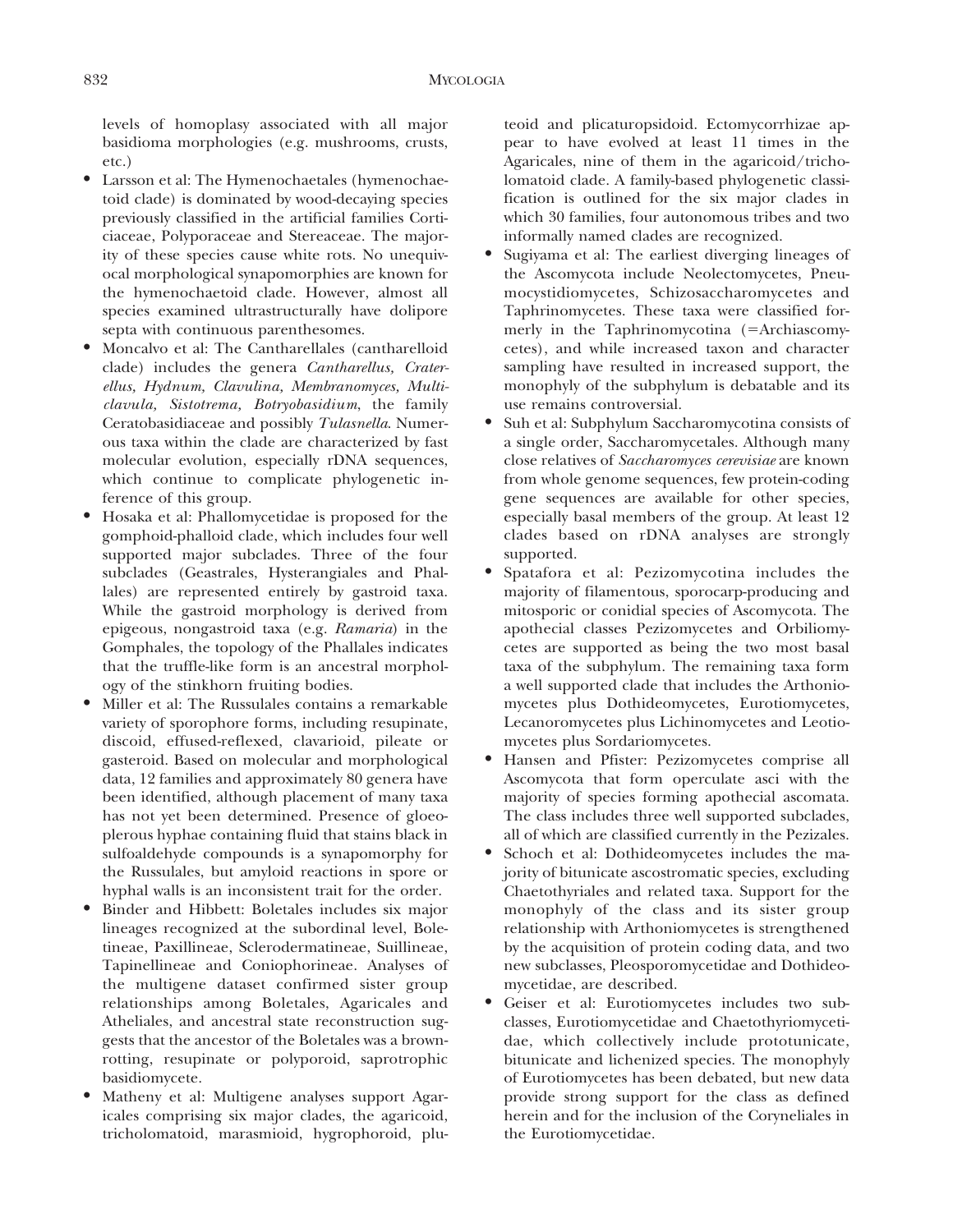levels of homoplasy associated with all major basidioma morphologies (e.g. mushrooms, crusts, etc.)

- Larsson et al: The Hymenochaetales (hymenochaetoid clade) is dominated by wood-decaying species previously classified in the artificial families Corticiaceae, Polyporaceae and Stereaceae. The majority of these species cause white rots. No unequivocal morphological synapomorphies are known for the hymenochaetoid clade. However, almost all species examined ultrastructurally have dolipore septa with continuous parenthesomes.
- Moncalvo et al: The Cantharellales (cantharelloid clade) includes the genera *Cantharellus, Craterellus, Hydnum, Clavulina, Membranomyces, Multiclavula, Sistotrema, Botryobasidium*, the family Ceratobasidiaceae and possibly *Tulasnella*. Numerous taxa within the clade are characterized by fast molecular evolution, especially rDNA sequences, which continue to complicate phylogenetic inference of this group.
- Hosaka et al: Phallomycetidae is proposed for the gomphoid-phalloid clade, which includes four well supported major subclades. Three of the four subclades (Geastrales, Hysterangiales and Phallales) are represented entirely by gastroid taxa. While the gastroid morphology is derived from epigeous, nongastroid taxa (e.g. *Ramaria*) in the Gomphales, the topology of the Phallales indicates that the truffle-like form is an ancestral morphology of the stinkhorn fruiting bodies.
- Miller et al: The Russulales contains a remarkable variety of sporophore forms, including resupinate, discoid, effused-reflexed, clavarioid, pileate or gasteroid. Based on molecular and morphological data, 12 families and approximately 80 genera have been identified, although placement of many taxa has not yet been determined. Presence of gloeoplerous hyphae containing fluid that stains black in sulfoaldehyde compounds is a synapomorphy for the Russulales, but amyloid reactions in spore or hyphal walls is an inconsistent trait for the order.
- Binder and Hibbett: Boletales includes six major lineages recognized at the subordinal level, Boletineae, Paxillineae, Sclerodermatineae, Suillineae, Tapinellineae and Coniophorineae. Analyses of the multigene dataset confirmed sister group relationships among Boletales, Agaricales and Atheliales, and ancestral state reconstruction suggests that the ancestor of the Boletales was a brown-rotting, resupinate or polyporoid, saprotrophic basidiomycete.
- Matheny et al: Multigene analyses support Agaricales comprising six major clades, the agaricoid, tricholomatoid, marasmioid, hygrophoroid, pluteoid and plicaturopsidoid. Ectomycorrhizae appear to have evolved at least 11 times in the Agaricales, nine of them in the agaricoid/tricholomatoid clade. A family-based phylogenetic classification is outlined for the six major clades in which 30 families, four autonomous tribes and two informally named clades are recognized.
- Sugiyama et al: The earliest diverging lineages of the Ascomycota include Neolectomycetes, Pneumocystidiomycetes, Schizosaccharomycetes and Taphrinomycetes. These taxa were classified formerly in the Taphrinomycotina (=Archiascomycetes), and while increased taxon and character sampling have resulted in increased support, the monophyly of the subphylum is debatable and its use remains controversial.
- Suh et al: Subphylum Saccharomycotina consists of a single order, Saccharomycetales. Although many close relatives of *Saccharomyces cerevisiae* are known from whole genome sequences, few protein-coding gene sequences are available for other species, especially basal members of the group. At least 12 clades based on rDNA analyses are strongly supported.
- Spatafora et al: Pezizomycotina includes the majority of filamentous, sporocarp-producing and mitosporic or conidial species of Ascomycota. The apothecial classes Pezizomycetes and Orbiliomycetes are supported as being the two most basal taxa of the subphylum. The remaining taxa form a well supported clade that includes the Arthoniomycetes plus Dothideomycetes, Eurotiomycetes, Lecanoromycetes plus Lichinomycetes and Leotiomycetes plus Sordariomycetes.
- Hansen and Pfister: Pezizomycetes comprise all Ascomycota that form operculate asci with the majority of species forming apothecial ascomata. The class includes three well supported subclades, all of which are classified currently in the Pezizales.
- Schoch et al: Dothideomycetes includes the majority of bitunicate ascostromatic species, excluding Chaetothyriales and related taxa. Support for the monophyly of the class and its sister group relationship with Arthoniomycetes is strengthened by the acquisition of protein coding data, and two new subclasses, Pleosporomycetidae and Dothideomycetidae, are described.
- Geiser et al: Eurotiomycetes includes two subclasses, Eurotiomycetidae and Chaetothyriomycetidae, which collectively include prototunicate, bitunicate and lichenized species. The monophyly of Eurotiomycetes has been debated, but new data provide strong support for the class as defined herein and for the inclusion of the Coryneliales in the Eurotiomycetidae.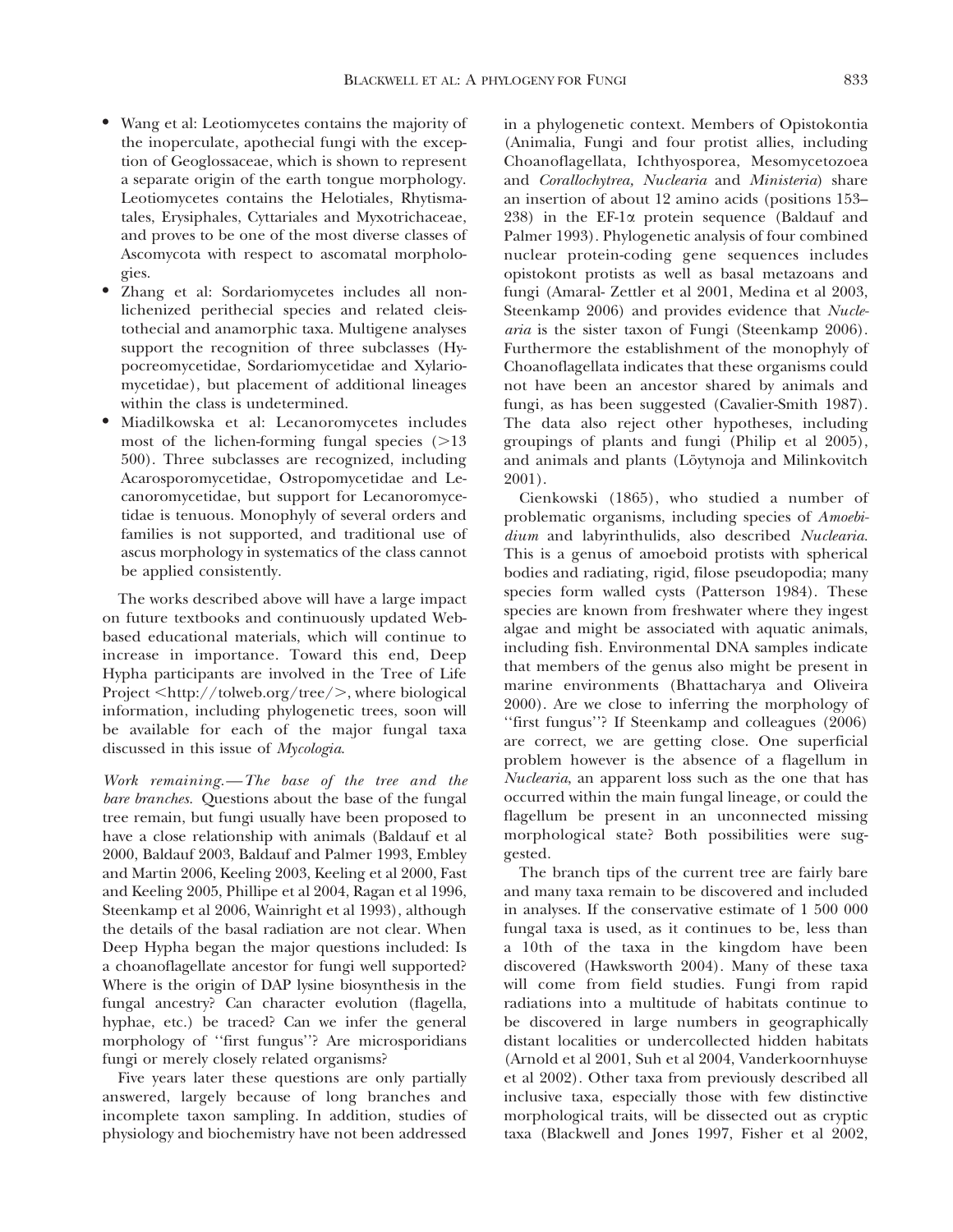- Wang et al: Leotiomycetes contains the majority of the inoperculate, apothecial fungi with the exception of Geoglossaceae, which is shown to represent a separate origin of the earth tongue morphology. Leotiomycetes contains the Helotiales, Rhytismatales, Erysiphales, Cyttariales and Myxotrichaceae, and proves to be one of the most diverse classes of Ascomycota with respect to ascomatal morphologies.
- Zhang et al: Sordariomycetes includes all nonlichenized perithecial species and related cleistothecial and anamorphic taxa. Multigene analyses support the recognition of three subclasses (Hypocreomycetidae, Sordariomycetidae and Xylariomycetidae), but placement of additional lineages within the class is undetermined.
- Miadilkowska et al: Lecanoromycetes includes most of the lichen-forming fungal species (>13 500). Three subclasses are recognized, including Acarosporomycetidae, Ostropomycetidae and Lecanoromycetidae, but support for Lecanoromycetidae is tenuous. Monophyly of several orders and families is not supported, and traditional use of ascus morphology in systematics of the class cannot be applied consistently.

The works described above will have a large impact on future textbooks and continuously updated Web-based educational materials, which will continue to increase in importance. Toward this end, Deep Hypha participants are involved in the Tree of Life Project <http://tolweb.org/tree/>, where biological information, including phylogenetic trees, soon will be available for each of the major fungal taxa discussed in this issue of *Mycologia*.

*Work remaining.—The base of the tree and the bare branches.* Questions about the base of the fungal tree remain, but fungi usually have been proposed to have a close relationship with animals (Baldauf et al 2000, Baldauf 2003, Baldauf and Palmer 1993, Embley and Martin 2006, Keeling 2003, Keeling et al 2000, Fast and Keeling 2005, Phillipe et al 2004, Ragan et al 1996, Steenkamp et al 2006, Wainright et al 1993), although the details of the basal radiation are not clear. When Deep Hypha began the major questions included: Is a choanoflagellate ancestor for fungi well supported? Where is the origin of DAP lysine biosynthesis in the fungal ancestry? Can character evolution (flagella, hyphae, etc.) be traced? Can we infer the general morphology of ''first fungus''? Are microsporidians fungi or merely closely related organisms?

Five years later these questions are only partially answered, largely because of long branches and incomplete taxon sampling. In addition, studies of physiology and biochemistry have not been addressed in a phylogenetic context. Members of Opistokontia (Animalia, Fungi and four protist allies, including Choanoflagellata, Ichthyosporea, Mesomycetozoea and *Corallochytrea, Nuclearia* and *Ministeria*) share an insertion of about 12 amino acids (positions 153–238) in the EF-1$\alpha$ protein sequence (Baldauf and Palmer 1993). Phylogenetic analysis of four combined nuclear protein-coding gene sequences includes opistokont protists as well as basal metazoans and fungi (Amaral- Zettler et al 2001, Medina et al 2003, Steenkamp 2006) and provides evidence that *Nuclearia* is the sister taxon of Fungi (Steenkamp 2006). Furthermore the establishment of the monophyly of Choanoflagellata indicates that these organisms could not have been an ancestor shared by animals and fungi, as has been suggested (Cavalier-Smith 1987). The data also reject other hypotheses, including groupings of plants and fungi (Philip et al 2005), and animals and plants (Löytynoja and Milinkovitch 2001).

Cienkowski (1865), who studied a number of problematic organisms, including species of *Amoebidium* and labyrinthulids, also described *Nuclearia*. This is a genus of amoeboid protists with spherical bodies and radiating, rigid, filose pseudopodia; many species form walled cysts (Patterson 1984). These species are known from freshwater where they ingest algae and might be associated with aquatic animals, including fish. Environmental DNA samples indicate that members of the genus also might be present in marine environments (Bhattacharya and Oliveira 2000). Are we close to inferring the morphology of ''first fungus''? If Steenkamp and colleagues (2006) are correct, we are getting close. One superficial problem however is the absence of a flagellum in *Nuclearia*, an apparent loss such as the one that has occurred within the main fungal lineage, or could the flagellum be present in an unconnected missing morphological state? Both possibilities were suggested.

The branch tips of the current tree are fairly bare and many taxa remain to be discovered and included in analyses. If the conservative estimate of 1 500 000 fungal taxa is used, as it continues to be, less than a 10th of the taxa in the kingdom have been discovered (Hawksworth 2004). Many of these taxa will come from field studies. Fungi from rapid radiations into a multitude of habitats continue to be discovered in large numbers in geographically distant localities or undercollected hidden habitats (Arnold et al 2001, Suh et al 2004, Vanderkoornhuyse et al 2002). Other taxa from previously described all inclusive taxa, especially those with few distinctive morphological traits, will be dissected out as cryptic taxa (Blackwell and Jones 1997, Fisher et al 2002,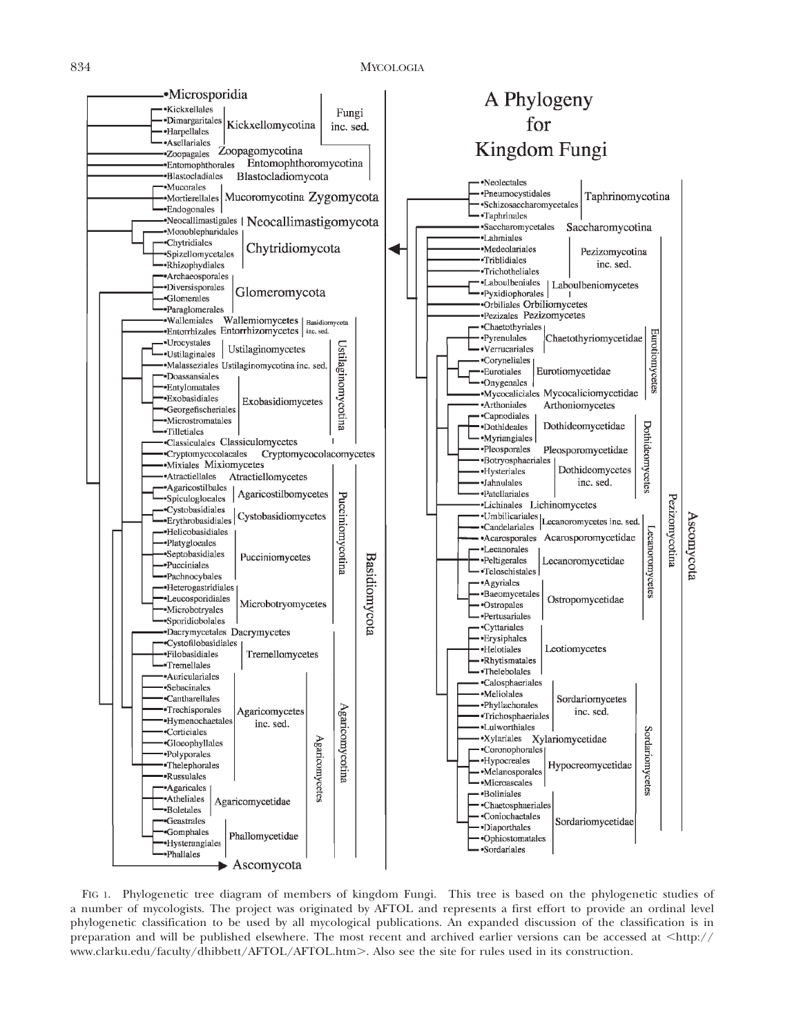# A Phylogeny for Kingdom Fungi

- Microsporidia
- Fungi inc. sed.
  - Kickxellomycotina
    - Kickxellales
    - Dimargaritales
    - Harpellales
    - Asellariales
  - Zoopagomycotina
    - Zoopagales
  - Entomophthoromycotina
    - Entomophthorales
- Blastocladiomycota
  - Blastocladiales
- Zygomycota
  - Mucoromycotina
    - Mucorales
    - Mortierellales
    - Endogonales
- Neocallimastigomycota
  - Neocallimastigales
- Chytridiomycota
  - Monoblepharidales
  - Chytridiales
  - Spizellomycetales
  - Rhizophydiales
- Glomeromycota
  - Archaeosporales
  - Diversisporales
  - Glomerales
  - Paraglomerales
- Basidiomycota
  - Basidiomycota inc. sed.
    - Wallemiomycetes
      - Wallemiales
    - Entorrhizomycetes
      - Entorrhizales
  - Ustilaginomycotina
    - Ustilaginomycetes
      - Urocystales
      - Ustilaginales
    - Ustilaginomycotina inc. sed.
      - Malasseziales
    - Exobasidiomycetes
      - Doassansiales
      - Entylomatales
      - Exobasidiales
      - Georgefischeriales
      - Microstromatales
      - Tilletiales
  - Pucciniomycotina
    - Classiculomycetes
      - Classiculales
    - Cryptomycocolacomycetes
      - Cryptomycocolacales
    - Mixiomycetes
      - Mixiales
    - Atractiellomycetes
      - Atractiellales
    - Agaricostilbomycetes
      - Agaricostilbales
      - Spiculogloeales
    - Cystobasidiomycetes
      - Cystobasidiales
      - Erythrobasidiales
    - Pucciniomycetes
      - Helicobasidiales
      - Platygloeales
      - Septobasidiales
      - Pucciniales
      - Pachnocybales
    - Microbotryomycetes
      - Heterogastridiales
      - Leucosporidiales
      - Microbotryales
      - Sporidiobolales
  - Agaricomycotina
    - Dacrymycetes
      - Dacrymycetales
    - Tremellomycetes
      - Cystofilobasidiales
      - Filobasidiales
      - Tremellales
    - Agaricomycetes
      - Agaricomycetes inc. sed.
        - Auriculariales
        - Sebacinales
        - Cantharellales
        - Trechisporales
        - Hymenochaetales
        - Corticiales
        - Gloeophyllales
        - Polyporales
        - Thelephorales
        - Russulales
      - Agaricomycetidae
        - Agaricales
        - Atheliales
        - Boletales
      - Phallomycetidae
        - Geastrales
        - Gomphales
        - Hysterangiales
        - Phallales
- Ascomycota
  - Taphrinomycotina
    - Neolectales
    - Pneumocystidales
    - Schizosaccharomycetales
    - Taphrinales
  - Saccharomycotina
    - Saccharomycetales
  - Pezizomycotina
    - Pezizomycotina inc. sed.
      - Lahmiales
      - Medeolariales
      - Triblidiales
      - Trichotheliales
    - Laboulbeniomycetes
      - Laboulbeniales
      - Pyxidiophorales
    - Orbiliomycetes
      - Orbiliales
    - Pezizomycetes
      - Pezizales
    - Eurotiomycetes
      - Chaetothyriomycetidae
        - Chaetothyriales
        - Pyrenulales
        - Verrucariales
      - Eurotiomycetidae
        - Coryneliales
        - Eurotiales
        - Onygenales
      - Mycocaliciomycetidae
        - Mycocaliciales
    - Arthoniomycetes
      - Arthoniales
    - Dothideomycetes
      - Dothideomycetidae
        - Capnodiales
        - Dothideales
        - Myriangiales
      - Pleosporomycetidae
        - Pleosporales
      - Dothideomycetes inc. sed.
        - Botryosphaeriales
        - Hysteriales
        - Jahnulales
        - Patellariales
    - Lichinomycetes
      - Lichinales
    - Lecanoromycetes
      - Lecanoromycetes inc. sed.
        - Umbilicariales
        - Candelariales
      - Acarosporomycetidae
        - Acarosporales
      - Lecanoromycetidae
        - Lecanorales
        - Peltigerales
        - Teloschistales
      - Ostropomycetidae
        - Agyriales
        - Baeomycetales
        - Ostropales
        - Pertusariales
    - Leotiomycetes
      - Cyttariales
      - Erysiphales
      - Helotiales
      - Rhytismatales
      - Thelebolales
    - Sordariomycetes
      - Sordariomycetes inc. sed.
        - Calosphaeriales
        - Meliolales
        - Phyllachorales
        - Trichosphaeriales
        - Lulworthiales
      - Xylariomycetidae
        - Xylariales
      - Hypocreomycetidae
        - Coronophorales
        - Hypocreales
        - Melanosporales
        - Microascales
      - Sordariomycetidae
        - Boliniales
        - Chaetosphaeriales
        - Coniochaetales
        - Diaporthales
        - Ophiostomatales
        - Sordariales

FIG 1. Phylogenetic tree diagram of members of kingdom Fungi. This tree is based on the phylogenetic studies of a number of mycologists. The project was originated by AFTOL and represents a first effort to provide an ordinal level phylogenetic classification to be used by all mycological publications. An expanded discussion of the classification is in preparation and will be published elsewhere. The most recent and archived earlier versions can be accessed at <http://www.clarku.edu/faculty/dhibbett/AFTOL/AFTOL.htm>. Also see the site for rules used in its construction.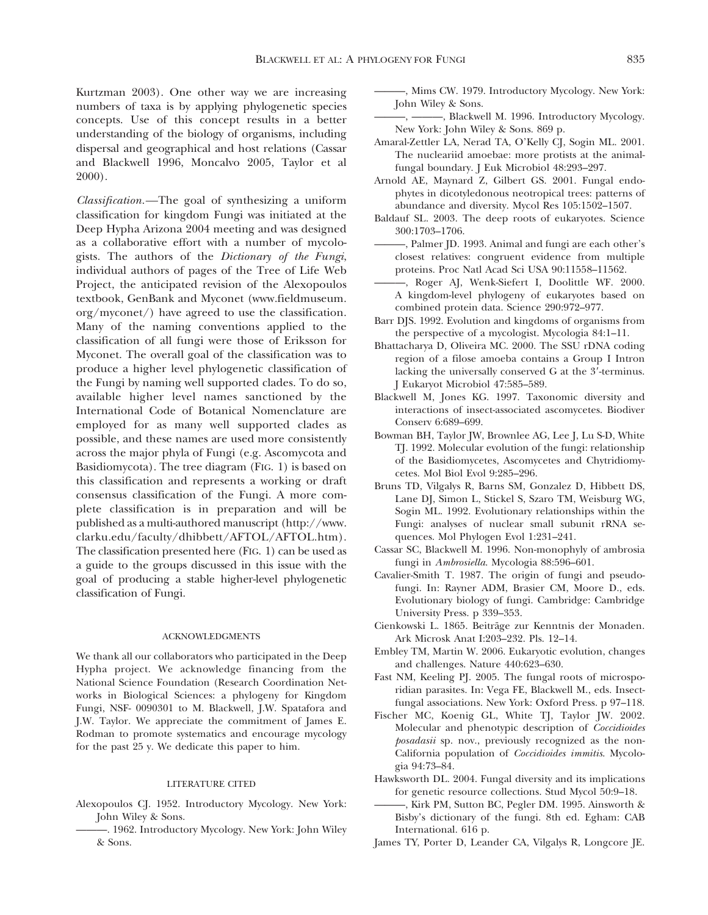Kurtzman 2003). One other way we are increasing numbers of taxa is by applying phylogenetic species concepts. Use of this concept results in a better understanding of the biology of organisms, including dispersal and geographical and host relations (Cassar and Blackwell 1996, Moncalvo 2005, Taylor et al 2000).

*Classification*.—The goal of synthesizing a uniform classification for kingdom Fungi was initiated at the Deep Hypha Arizona 2004 meeting and was designed as a collaborative effort with a number of mycologists. The authors of the *Dictionary of the Fungi*, individual authors of pages of the Tree of Life Web Project, the anticipated revision of the Alexopoulos textbook, GenBank and Myconet (www.fieldmuseum.org/myconet/) have agreed to use the classification. Many of the naming conventions applied to the classification of all fungi were those of Eriksson for Myconet. The overall goal of the classification was to produce a higher level phylogenetic classification of the Fungi by naming well supported clades. To do so, available higher level names sanctioned by the International Code of Botanical Nomenclature are employed for as many well supported clades as possible, and these names are used more consistently across the major phyla of Fungi (e.g. Ascomycota and Basidiomycota). The tree diagram (FIG. 1) is based on this classification and represents a working or draft consensus classification of the Fungi. A more complete classification is in preparation and will be published as a multi-authored manuscript (http://www.clarku.edu/faculty/dhibbett/AFTOL/AFTOL.htm). The classification presented here (FIG. 1) can be used as a guide to the groups discussed in this issue with the goal of producing a stable higher-level phylogenetic classification of Fungi.

## ACKNOWLEDGMENTS

We thank all our collaborators who participated in the Deep Hypha project. We acknowledge financing from the National Science Foundation (Research Coordination Networks in Biological Sciences: a phylogeny for Kingdom Fungi, NSF- 0090301 to M. Blackwell, J.W. Spatafora and J.W. Taylor. We appreciate the commitment of James E. Rodman to promote systematics and encourage mycology for the past 25 y. We dedicate this paper to him.

## LITERATURE CITED

Alexopoulos CJ. 1952. Introductory Mycology. New York: John Wiley & Sons.

———. 1962. Introductory Mycology. New York: John Wiley & Sons.

———, Mims CW. 1979. Introductory Mycology. New York: John Wiley & Sons.

———, ———, Blackwell M. 1996. Introductory Mycology. New York: John Wiley & Sons. 869 p.

Amaral-Zettler LA, Nerad TA, O'Kelly CJ, Sogin ML. 2001. The nucleariid amoebae: more protists at the animal-fungal boundary. J Euk Microbiol 48:293–297.

Arnold AE, Maynard Z, Gilbert GS. 2001. Fungal endophytes in dicotyledonous neotropical trees: patterns of abundance and diversity. Mycol Res 105:1502–1507.

Baldauf SL. 2003. The deep roots of eukaryotes. Science 300:1703–1706.

———, Palmer JD. 1993. Animal and fungi are each other's closest relatives: congruent evidence from multiple proteins. Proc Natl Acad Sci USA 90:11558–11562.

———, Roger AJ, Wenk-Siefert I, Doolittle WF. 2000. A kingdom-level phylogeny of eukaryotes based on combined protein data. Science 290:972–977.

Barr DJS. 1992. Evolution and kingdoms of organisms from the perspective of a mycologist. Mycologia 84:1–11.

Bhattacharya D, Oliveira MC. 2000. The SSU rDNA coding region of a filose amoeba contains a Group I Intron lacking the universally conserved G at the 3′-terminus. J Eukaryot Microbiol 47:585–589.

Blackwell M, Jones KG. 1997. Taxonomic diversity and interactions of insect-associated ascomycetes. Biodiver Conserv 6:689–699.

Bowman BH, Taylor JW, Brownlee AG, Lee J, Lu S-D, White TJ. 1992. Molecular evolution of the fungi: relationship of the Basidiomycetes, Ascomycetes and Chytridiomycetes. Mol Biol Evol 9:285–296.

Bruns TD, Vilgalys R, Barns SM, Gonzalez D, Hibbett DS, Lane DJ, Simon L, Stickel S, Szaro TM, Weisburg WG, Sogin ML. 1992. Evolutionary relationships within the Fungi: analyses of nuclear small subunit rRNA sequences. Mol Phylogen Evol 1:231–241.

Cassar SC, Blackwell M. 1996. Non-monophyly of ambrosia fungi in *Ambrosiella*. Mycologia 88:596–601.

Cavalier-Smith T. 1987. The origin of fungi and pseudofungi. In: Rayner ADM, Brasier CM, Moore D., eds. Evolutionary biology of fungi. Cambridge: Cambridge University Press. p 339–353.

Cienkowski L. 1865. Beiträge zur Kenntnis der Monaden. Ark Microsk Anat I:203–232. Pls. 12–14.

Embley TM, Martin W. 2006. Eukaryotic evolution, changes and challenges. Nature 440:623–630.

Fast NM, Keeling PJ. 2005. The fungal roots of microsporidian parasites. In: Vega FE, Blackwell M., eds. Insect-fungal associations. New York: Oxford Press. p 97–118.

Fischer MC, Koenig GL, White TJ, Taylor JW. 2002. Molecular and phenotypic description of *Coccidioides posadasii* sp. nov., previously recognized as the non-California population of *Coccidioides immitis*. Mycologia 94:73–84.

Hawksworth DL. 2004. Fungal diversity and its implications for genetic resource collections. Stud Mycol 50:9–18.

———, Kirk PM, Sutton BC, Pegler DM. 1995. Ainsworth & Bisby's dictionary of the fungi. 8th ed. Egham: CAB International. 616 p.

James TY, Porter D, Leander CA, Vilgalys R, Longcore JE.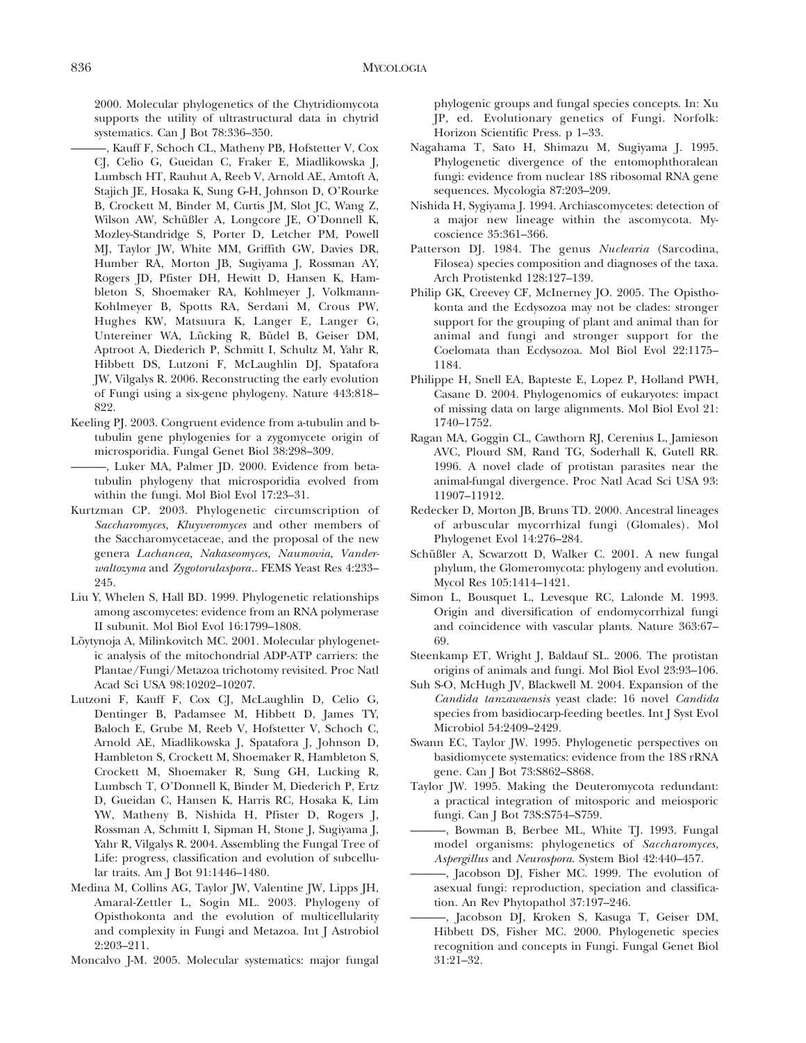2000. Molecular phylogenetics of the Chytridiomycota supports the utility of ultrastructural data in chytrid systematics. Can J Bot 78:336–350.

———, Kauff F, Schoch CL, Matheny PB, Hofstetter V, Cox CJ, Celio G, Gueidan C, Fraker E, Miadlikowska J, Lumbsch HT, Rauhut A, Reeb V, Arnold AE, Amtoft A, Stajich JE, Hosaka K, Sung G-H, Johnson D, O'Rourke B, Crockett M, Binder M, Curtis JM, Slot JC, Wang Z, Wilson AW, Schüßler A, Longcore JE, O'Donnell K, Mozley-Standridge S, Porter D, Letcher PM, Powell MJ, Taylor JW, White MM, Griffith GW, Davies DR, Humber RA, Morton JB, Sugiyama J, Rossman AY, Rogers JD, Pfister DH, Hewitt D, Hansen K, Hambleton S, Shoemaker RA, Kohlmeyer J, Volkmann-Kohlmeyer B, Spotts RA, Serdani M, Crous PW, Hughes KW, Matsuura K, Langer E, Langer G, Untereiner WA, Lücking R, Büdel B, Geiser DM, Aptroot A, Diederich P, Schmitt I, Schultz M, Yahr R, Hibbett DS, Lutzoni F, McLaughlin DJ, Spatafora JW, Vilgalys R. 2006. Reconstructing the early evolution of Fungi using a six-gene phylogeny. Nature 443:818–822.

Keeling PJ. 2003. Congruent evidence from a-tubulin and b-tubulin gene phylogenies for a zygomycete origin of microsporidia. Fungal Genet Biol 38:298–309.

———, Luker MA, Palmer JD. 2000. Evidence from beta-tubulin phylogeny that microsporidia evolved from within the fungi. Mol Biol Evol 17:23–31.

Kurtzman CP. 2003. Phylogenetic circumscription of *Saccharomyces, Kluyveromyces* and other members of the Saccharomycetaceae, and the proposal of the new genera *Lachancea, Nakaseomyces, Naumovia, Vanderwaltozyma* and *Zygotorulaspora*.. FEMS Yeast Res 4:233–245.

Liu Y, Whelen S, Hall BD. 1999. Phylogenetic relationships among ascomycetes: evidence from an RNA polymerase II subunit. Mol Biol Evol 16:1799–1808.

Löytynoja A, Milinkovitch MC. 2001. Molecular phylogenetic analysis of the mitochondrial ADP-ATP carriers: the Plantae/Fungi/Metazoa trichotomy revisited. Proc Natl Acad Sci USA 98:10202–10207.

Lutzoni F, Kauff F, Cox CJ, McLaughlin D, Celio G, Dentinger B, Padamsee M, Hibbett D, James TY, Baloch E, Grube M, Reeb V, Hofstetter V, Schoch C, Arnold AE, Miadlikowska J, Spatafora J, Johnson D, Hambleton S, Crockett M, Shoemaker R, Hambleton S, Crockett M, Shoemaker R, Sung GH, Lucking R, Lumbsch T, O'Donnell K, Binder M, Diederich P, Ertz D, Gueidan C, Hansen K, Harris RC, Hosaka K, Lim YW, Matheny B, Nishida H, Pfister D, Rogers J, Rossman A, Schmitt I, Sipman H, Stone J, Sugiyama J, Yahr R, Vilgalys R. 2004. Assembling the Fungal Tree of Life: progress, classification and evolution of subcellular traits. Am J Bot 91:1446–1480.

Medina M, Collins AG, Taylor JW, Valentine JW, Lipps JH, Amaral-Zettler L, Sogin ML. 2003. Phylogeny of Opisthokonta and the evolution of multicellularity and complexity in Fungi and Metazoa. Int J Astrobiol 2:203–211.

Moncalvo J-M. 2005. Molecular systematics: major fungal phylogenic groups and fungal species concepts. In: Xu JP, ed. Evolutionary genetics of Fungi. Norfolk: Horizon Scientific Press. p 1–33.

Nagahama T, Sato H, Shimazu M, Sugiyama J. 1995. Phylogenetic divergence of the entomophthoralean fungi: evidence from nuclear 18S ribosomal RNA gene sequences. Mycologia 87:203–209.

Nishida H, Sygiyama J. 1994. Archiascomycetes: detection of a major new lineage within the ascomycota. Myscoscience 35:361–366.

Patterson DJ. 1984. The genus *Nuclearia* (Sarcodina, Filosea) species composition and diagnoses of the taxa. Arch Protistenkd 128:127–139.

Philip GK, Creevey CF, McInerney JO. 2005. The Opisthokonta and the Ecdysozoa may not be clades: stronger support for the grouping of plant and animal than for animal and fungi and stronger support for the Coelomata than Ecdysozoa. Mol Biol Evol 22:1175–1184.

Philippe H, Snell EA, Bapteste E, Lopez P, Holland PWH, Casane D. 2004. Phylogenomics of eukaryotes: impact of missing data on large alignments. Mol Biol Evol 21: 1740–1752.

Ragan MA, Goggin CL, Cawthorn RJ, Cerenius L, Jamieson AVC, Plourd SM, Rand TG, Soderhall K, Gutell RR. 1996. A novel clade of protistan parasites near the animal-fungal divergence. Proc Natl Acad Sci USA 93: 11907–11912.

Redecker D, Morton JB, Bruns TD. 2000. Ancestral lineages of arbuscular mycorrhizal fungi (Glomales). Mol Phylogenet Evol 14:276–284.

Schüßler A, Scwarzott D, Walker C. 2001. A new fungal phylum, the Glomeromycota: phylogeny and evolution. Mycol Res 105:1414–1421.

Simon L, Bousquet L, Levesque RC, Lalonde M. 1993. Origin and diversification of endomycorrhizal fungi and coincidence with vascular plants. Nature 363:67–69.

Steenkamp ET, Wright J, Baldauf SL. 2006. The protistan origins of animals and fungi. Mol Biol Evol 23:93–106.

Suh S-O, McHugh JV, Blackwell M. 2004. Expansion of the *Candida tanzawaensis* yeast clade: 16 novel *Candida* species from basidiocarp-feeding beetles. Int J Syst Evol Microbiol 54:2409–2429.

Swann EC, Taylor JW. 1995. Phylogenetic perspectives on basidiomycete systematics: evidence from the 18S rRNA gene. Can J Bot 73:S862–S868.

Taylor JW. 1995. Making the Deuteromycota redundant: a practical integration of mitosporic and meiosporic fungi. Can J Bot 73S:S754–S759.

———, Bowman B, Berbee ML, White TJ. 1993. Fungal model organisms: phylogenetics of *Saccharomyces*, *Aspergillus* and *Neurospora*. System Biol 42:440–457.

———, Jacobson DJ, Fisher MC. 1999. The evolution of asexual fungi: reproduction, speciation and classification. An Rev Phytopathol 37:197–246.

———, Jacobson DJ, Kroken S, Kasuga T, Geiser DM, Hibbett DS, Fisher MC. 2000. Phylogenetic species recognition and concepts in Fungi. Fungal Genet Biol 31:21–32.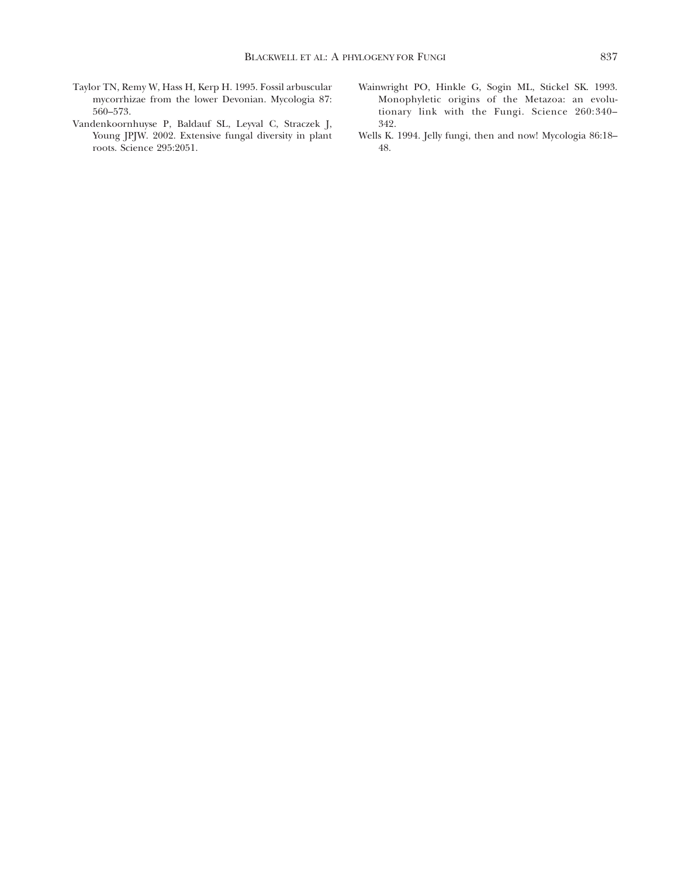Taylor TN, Remy W, Hass H, Kerp H. 1995. Fossil arbuscular mycorrhizae from the lower Devonian. Mycologia 87: 560–573.

Vandenkoornhuyse P, Baldauf SL, Leyval C, Straczek J, Young JPJW. 2002. Extensive fungal diversity in plant roots. Science 295:2051.

Wainwright PO, Hinkle G, Sogin ML, Stickel SK. 1993. Monophyletic origins of the Metazoa: an evolutionary link with the Fungi. Science 260:340–342.

Wells K. 1994. Jelly fungi, then and now! Mycologia 86:18–48.